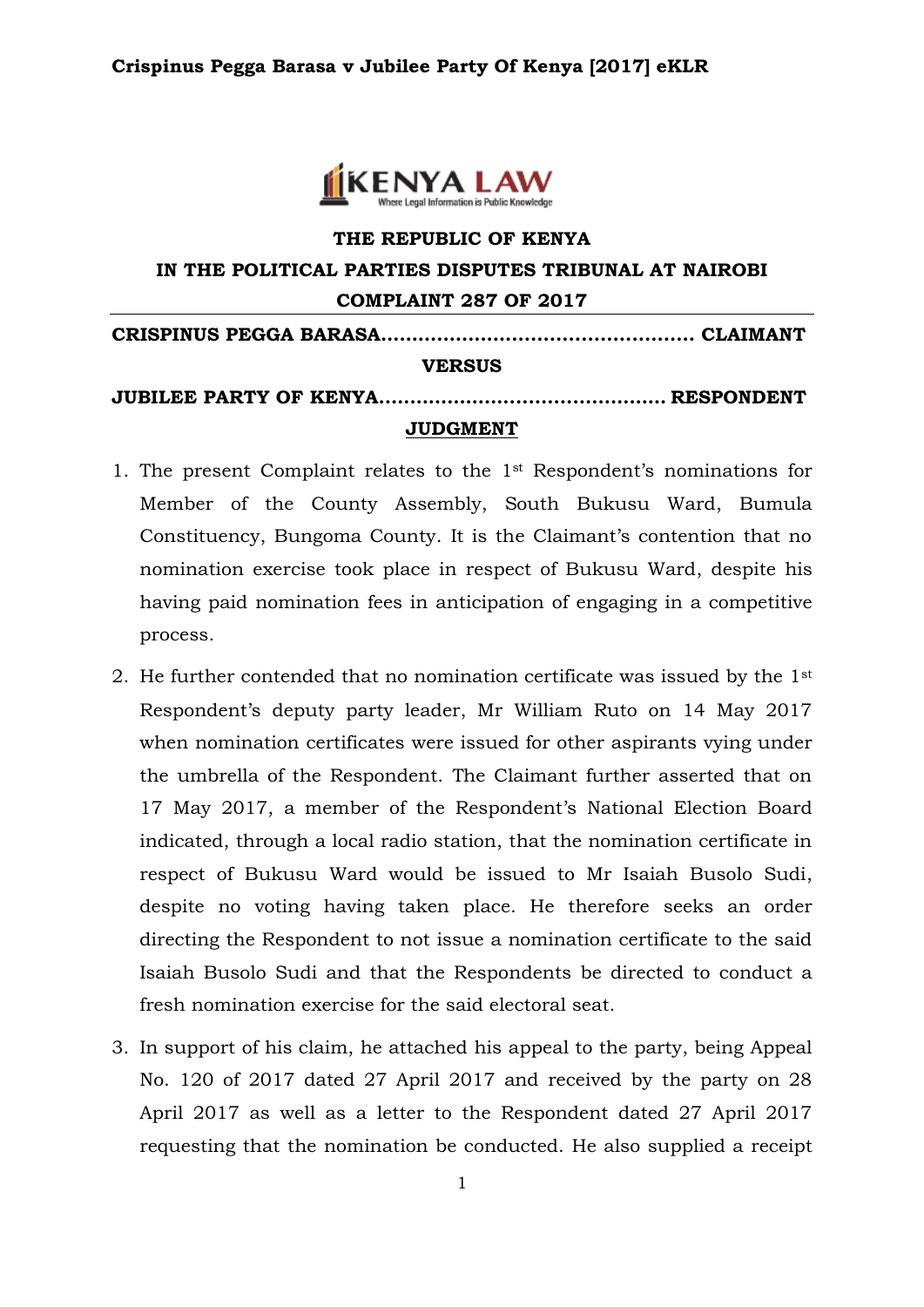**THE REPUBLIC OF KENYA**

**IN THE POLITICAL PARTIES DISPUTES TRIBUNAL AT NAIROBI**

**COMPLAINT 287 OF 2017**

**CRISPINUS PEGGA BARASA................................................. CLAIMANT**

**VERSUS**

**JUBILEE PARTY OF KENYA............................................. RESPONDENT**

**JUDGMENT**

1. The present Complaint relates to the 1st Respondent's nominations for Member of the County Assembly, South Bukusu Ward, Bumula Constituency, Bungoma County. It is the Claimant's contention that no nomination exercise took place in respect of Bukusu Ward, despite his having paid nomination fees in anticipation of engaging in a competitive process.

2. He further contended that no nomination certificate was issued by the 1st Respondent's deputy party leader, Mr William Ruto on 14 May 2017 when nomination certificates were issued for other aspirants vying under the umbrella of the Respondent. The Claimant further asserted that on 17 May 2017, a member of the Respondent's National Election Board indicated, through a local radio station, that the nomination certificate in respect of Bukusu Ward would be issued to Mr Isaiah Busolo Sudi, despite no voting having taken place. He therefore seeks an order directing the Respondent to not issue a nomination certificate to the said Isaiah Busolo Sudi and that the Respondents be directed to conduct a fresh nomination exercise for the said electoral seat.

3. In support of his claim, he attached his appeal to the party, being Appeal No. 120 of 2017 dated 27 April 2017 and received by the party on 28 April 2017 as well as a letter to the Respondent dated 27 April 2017 requesting that the nomination be conducted. He also supplied a receipt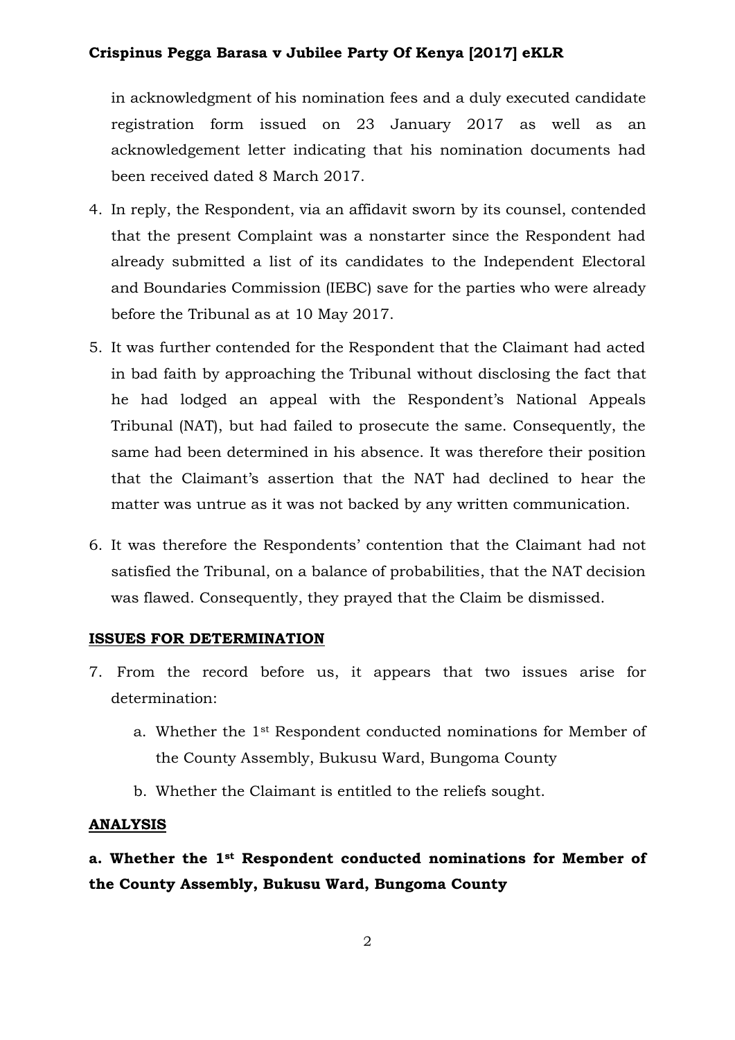in acknowledgment of his nomination fees and a duly executed candidate registration form issued on 23 January 2017 as well as an acknowledgement letter indicating that his nomination documents had been received dated 8 March 2017.

4. In reply, the Respondent, via an affidavit sworn by its counsel, contended that the present Complaint was a nonstarter since the Respondent had already submitted a list of its candidates to the Independent Electoral and Boundaries Commission (IEBC) save for the parties who were already before the Tribunal as at 10 May 2017.

5. It was further contended for the Respondent that the Claimant had acted in bad faith by approaching the Tribunal without disclosing the fact that he had lodged an appeal with the Respondent's National Appeals Tribunal (NAT), but had failed to prosecute the same. Consequently, the same had been determined in his absence. It was therefore their position that the Claimant's assertion that the NAT had declined to hear the matter was untrue as it was not backed by any written communication.

6. It was therefore the Respondents' contention that the Claimant had not satisfied the Tribunal, on a balance of probabilities, that the NAT decision was flawed. Consequently, they prayed that the Claim be dismissed.

**ISSUES FOR DETERMINATION**

7. From the record before us, it appears that two issues arise for determination:

    a. Whether the 1st Respondent conducted nominations for Member of the County Assembly, Bukusu Ward, Bungoma County

    b. Whether the Claimant is entitled to the reliefs sought.

**ANALYSIS**

**a. Whether the 1st Respondent conducted nominations for Member of the County Assembly, Bukusu Ward, Bungoma County**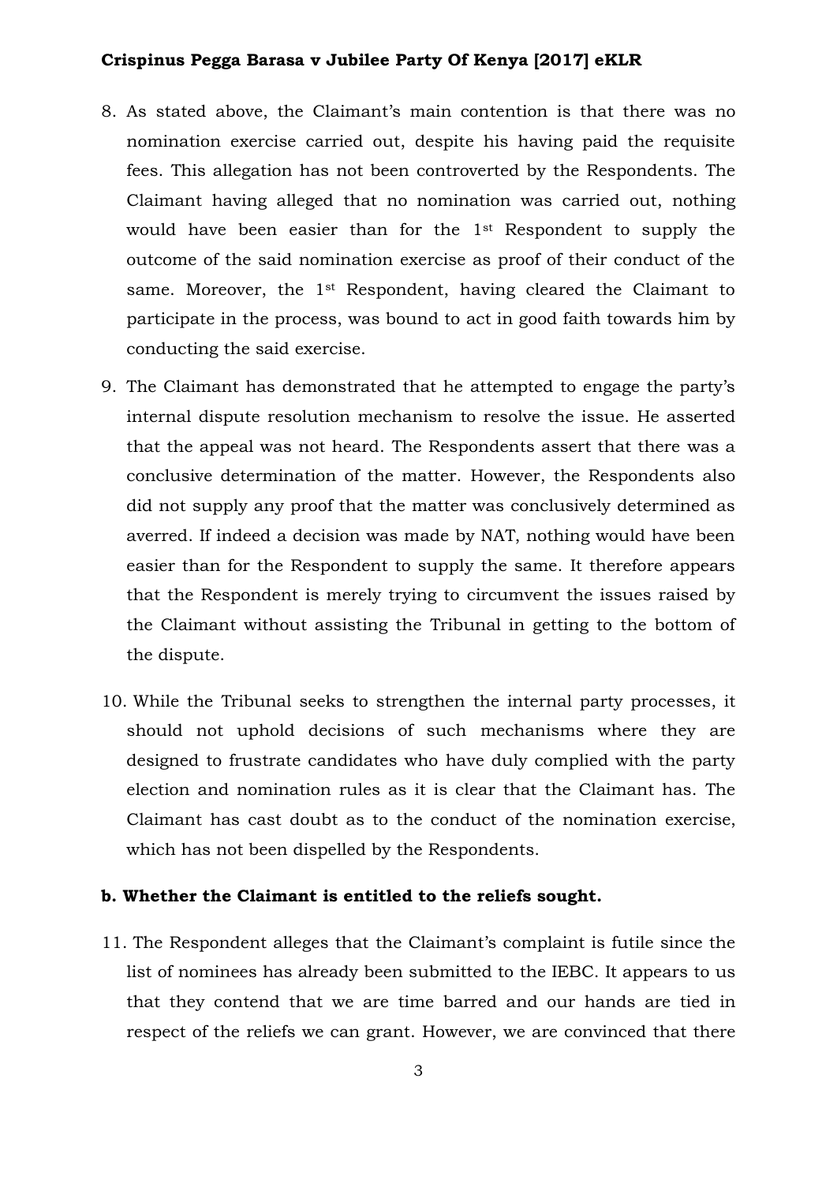8. As stated above, the Claimant's main contention is that there was no nomination exercise carried out, despite his having paid the requisite fees. This allegation has not been controverted by the Respondents. The Claimant having alleged that no nomination was carried out, nothing would have been easier than for the 1st Respondent to supply the outcome of the said nomination exercise as proof of their conduct of the same. Moreover, the 1st Respondent, having cleared the Claimant to participate in the process, was bound to act in good faith towards him by conducting the said exercise.

9. The Claimant has demonstrated that he attempted to engage the party's internal dispute resolution mechanism to resolve the issue. He asserted that the appeal was not heard. The Respondents assert that there was a conclusive determination of the matter. However, the Respondents also did not supply any proof that the matter was conclusively determined as averred. If indeed a decision was made by NAT, nothing would have been easier than for the Respondent to supply the same. It therefore appears that the Respondent is merely trying to circumvent the issues raised by the Claimant without assisting the Tribunal in getting to the bottom of the dispute.

10. While the Tribunal seeks to strengthen the internal party processes, it should not uphold decisions of such mechanisms where they are designed to frustrate candidates who have duly complied with the party election and nomination rules as it is clear that the Claimant has. The Claimant has cast doubt as to the conduct of the nomination exercise, which has not been dispelled by the Respondents.

**b. Whether the Claimant is entitled to the reliefs sought.**

11. The Respondent alleges that the Claimant's complaint is futile since the list of nominees has already been submitted to the IEBC. It appears to us that they contend that we are time barred and our hands are tied in respect of the reliefs we can grant. However, we are convinced that there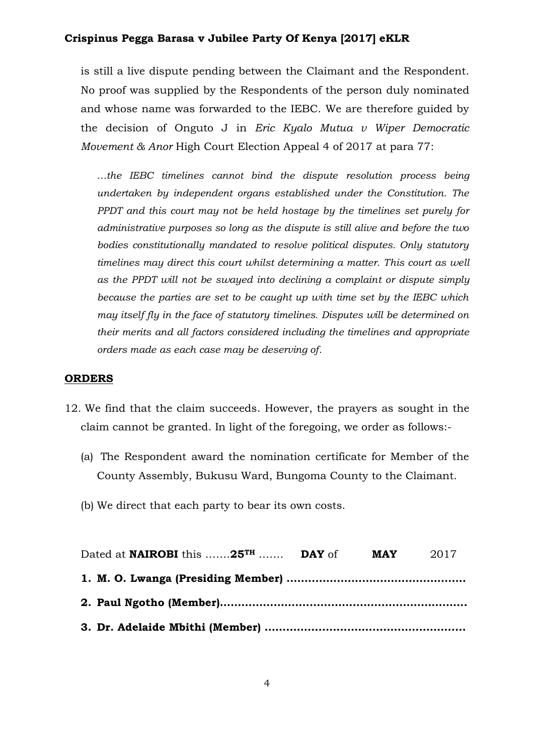is still a live dispute pending between the Claimant and the Respondent. No proof was supplied by the Respondents of the person duly nominated and whose name was forwarded to the IEBC. We are therefore guided by the decision of Onguto J in *Eric Kyalo Mutua v Wiper Democratic Movement & Anor* High Court Election Appeal 4 of 2017 at para 77:

> *…the IEBC timelines cannot bind the dispute resolution process being undertaken by independent organs established under the Constitution. The PPDT and this court may not be held hostage by the timelines set purely for administrative purposes so long as the dispute is still alive and before the two bodies constitutionally mandated to resolve political disputes. Only statutory timelines may direct this court whilst determining a matter. This court as well as the PPDT will not be swayed into declining a complaint or dispute simply because the parties are set to be caught up with time set by the IEBC which may itself fly in the face of statutory timelines. Disputes will be determined on their merits and all factors considered including the timelines and appropriate orders made as each case may be deserving of.*

## ORDERS

12. We find that the claim succeeds. However, the prayers as sought in the claim cannot be granted. In light of the foregoing, we order as follows:-

    (a) The Respondent award the nomination certificate for Member of the County Assembly, Bukusu Ward, Bungoma County to the Claimant.

    (b) We direct that each party to bear its own costs.

Dated at **NAIROBI** this …….**25TH** ……. **DAY** of **MAY** 2017

1. **M. O. Lwanga (Presiding Member) …………………………………………**
2. **Paul Ngotho (Member)……………………………………………………………**
3. **Dr. Adelaide Mbithi (Member) ………………………………………………**